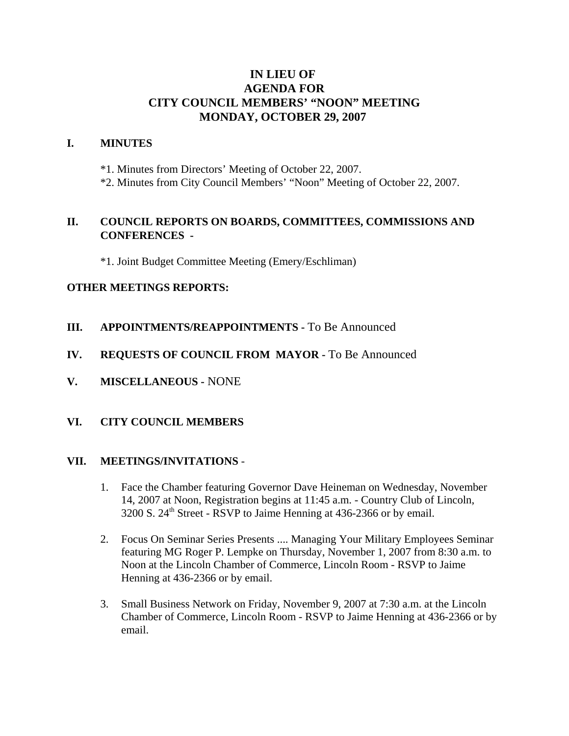# IN LIEU OF
# AGENDA FOR
# CITY COUNCIL MEMBERS' "NOON" MEETING
# MONDAY, OCTOBER 29, 2007

## I. MINUTES

*1. Minutes from Directors' Meeting of October 22, 2007.

*2. Minutes from City Council Members' "Noon" Meeting of October 22, 2007.

## II. COUNCIL REPORTS ON BOARDS, COMMITTEES, COMMISSIONS AND CONFERENCES -

*1. Joint Budget Committee Meeting (Emery/Eschliman)

**OTHER MEETINGS REPORTS:**

## III. APPOINTMENTS/REAPPOINTMENTS - To Be Announced

## IV. REQUESTS OF COUNCIL FROM MAYOR - To Be Announced

## V. MISCELLANEOUS - NONE

## VI. CITY COUNCIL MEMBERS

## VII. MEETINGS/INVITATIONS -

1. Face the Chamber featuring Governor Dave Heineman on Wednesday, November 14, 2007 at Noon, Registration begins at 11:45 a.m. - Country Club of Lincoln, 3200 S. 24th Street - RSVP to Jaime Henning at 436-2366 or by email.

2. Focus On Seminar Series Presents .... Managing Your Military Employees Seminar featuring MG Roger P. Lempke on Thursday, November 1, 2007 from 8:30 a.m. to Noon at the Lincoln Chamber of Commerce, Lincoln Room - RSVP to Jaime Henning at 436-2366 or by email.

3. Small Business Network on Friday, November 9, 2007 at 7:30 a.m. at the Lincoln Chamber of Commerce, Lincoln Room - RSVP to Jaime Henning at 436-2366 or by email.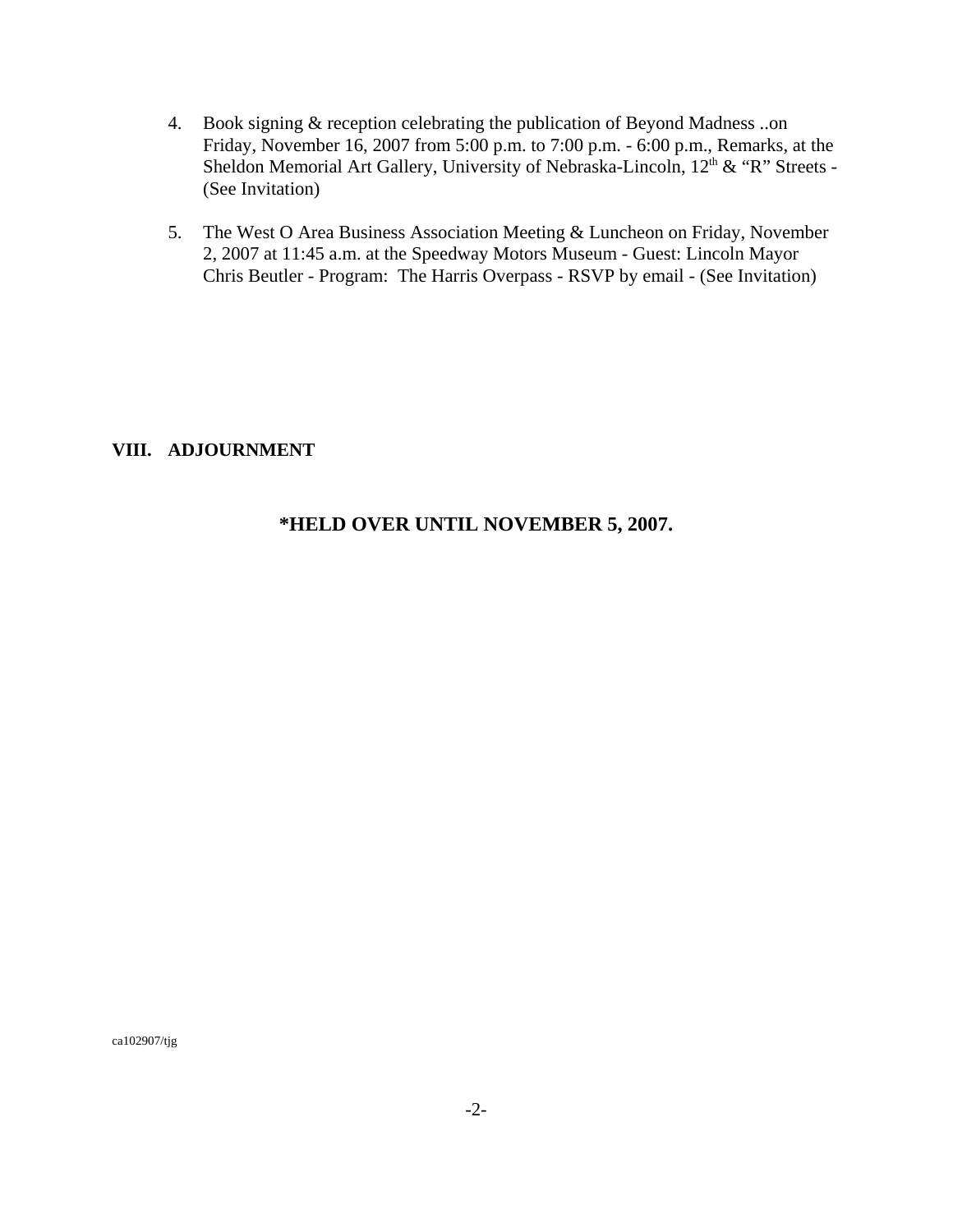4. Book signing & reception celebrating the publication of Beyond Madness ..on Friday, November 16, 2007 from 5:00 p.m. to 7:00 p.m. - 6:00 p.m., Remarks, at the Sheldon Memorial Art Gallery, University of Nebraska-Lincoln, 12th & "R" Streets - (See Invitation)

5. The West O Area Business Association Meeting & Luncheon on Friday, November 2, 2007 at 11:45 a.m. at the Speedway Motors Museum - Guest: Lincoln Mayor Chris Beutler - Program: The Harris Overpass - RSVP by email - (See Invitation)

**VIII. ADJOURNMENT**

**\*HELD OVER UNTIL NOVEMBER 5, 2007.**

ca102907/tjg